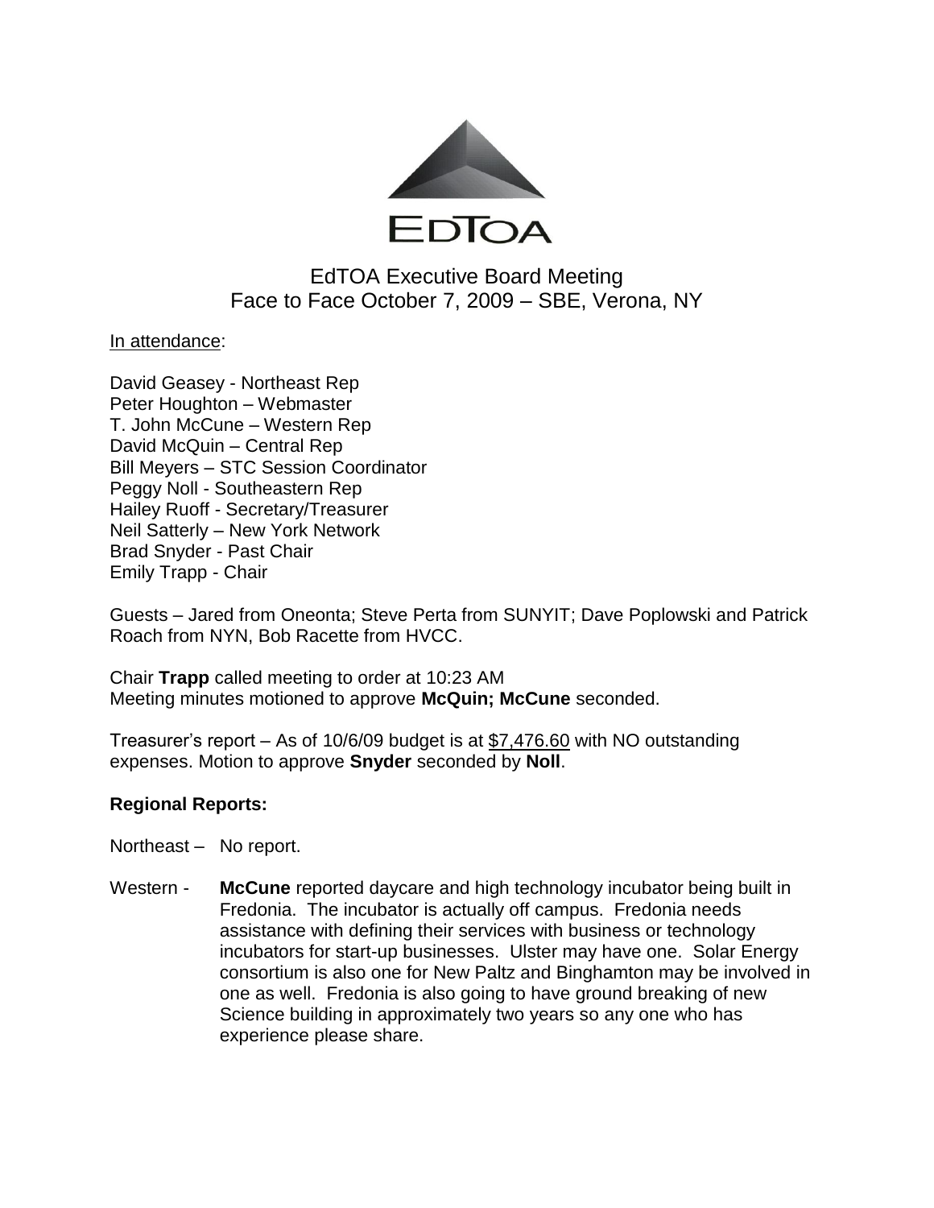EDTOA

# EdTOA Executive Board Meeting
## Face to Face October 7, 2009 – SBE, Verona, NY

In attendance:

David Geasey - Northeast Rep
Peter Houghton – Webmaster
T. John McCune – Western Rep
David McQuin – Central Rep
Bill Meyers – STC Session Coordinator
Peggy Noll - Southeastern Rep
Hailey Ruoff - Secretary/Treasurer
Neil Satterly – New York Network
Brad Snyder - Past Chair
Emily Trapp - Chair

Guests – Jared from Oneonta; Steve Perta from SUNYIT; Dave Poplowski and Patrick Roach from NYN, Bob Racette from HVCC.

Chair **Trapp** called meeting to order at 10:23 AM
Meeting minutes motioned to approve **McQuin; McCune** seconded.

Treasurer's report – As of 10/6/09 budget is at $7,476.60 with NO outstanding expenses. Motion to approve **Snyder** seconded by **Noll**.

**Regional Reports:**

Northeast – No report.

Western - **McCune** reported daycare and high technology incubator being built in Fredonia. The incubator is actually off campus. Fredonia needs assistance with defining their services with business or technology incubators for start-up businesses. Ulster may have one. Solar Energy consortium is also one for New Paltz and Binghamton may be involved in one as well. Fredonia is also going to have ground breaking of new Science building in approximately two years so any one who has experience please share.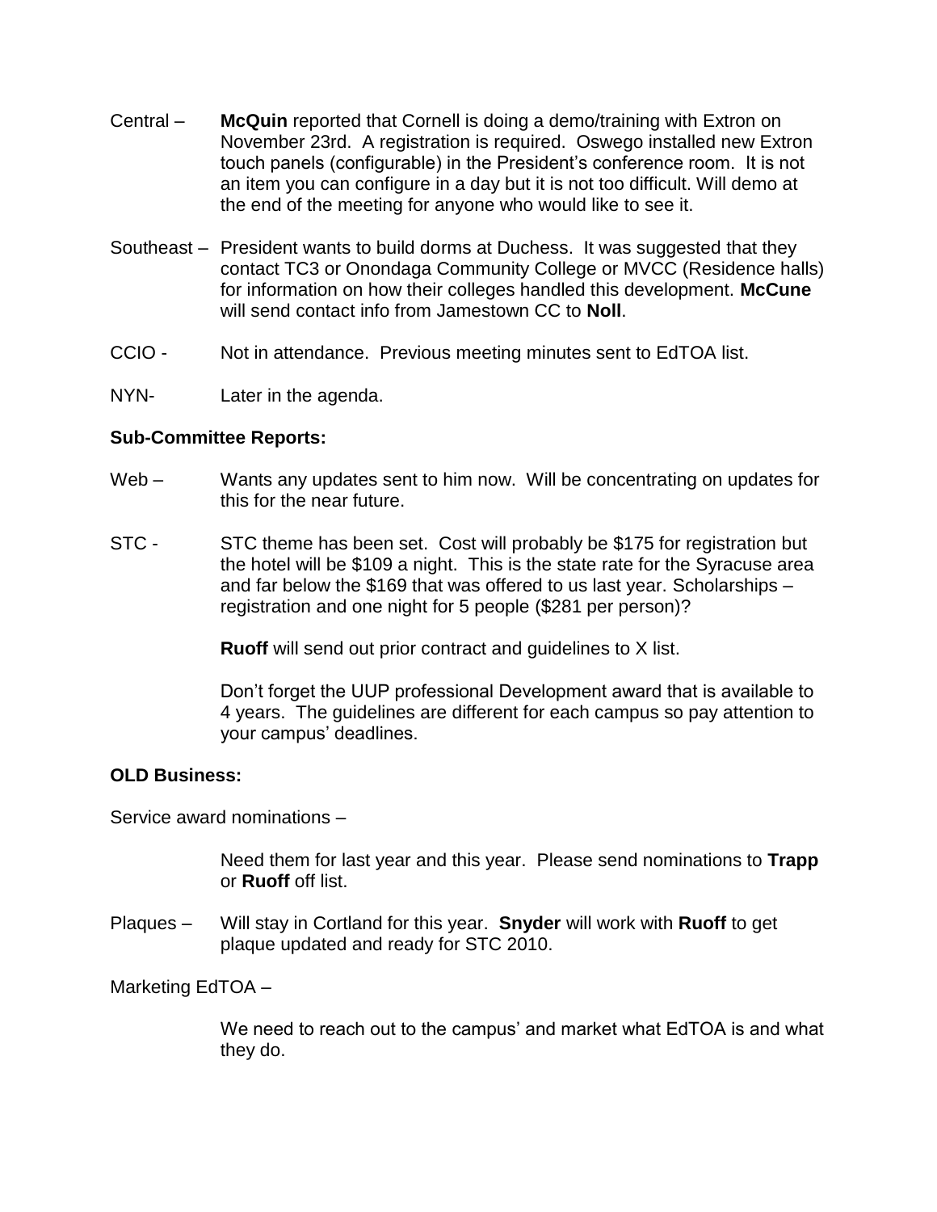Central – **McQuin** reported that Cornell is doing a demo/training with Extron on November 23rd. A registration is required. Oswego installed new Extron touch panels (configurable) in the President's conference room. It is not an item you can configure in a day but it is not too difficult. Will demo at the end of the meeting for anyone who would like to see it.

Southeast – President wants to build dorms at Duchess. It was suggested that they contact TC3 or Onondaga Community College or MVCC (Residence halls) for information on how their colleges handled this development. **McCune** will send contact info from Jamestown CC to **Noll**.

CCIO - Not in attendance. Previous meeting minutes sent to EdTOA list.

NYN- Later in the agenda.

**Sub-Committee Reports:**

Web – Wants any updates sent to him now. Will be concentrating on updates for this for the near future.

STC - STC theme has been set. Cost will probably be $175 for registration but the hotel will be $109 a night. This is the state rate for the Syracuse area and far below the $169 that was offered to us last year. Scholarships – registration and one night for 5 people ($281 per person)?

**Ruoff** will send out prior contract and guidelines to X list.

Don't forget the UUP professional Development award that is available to 4 years. The guidelines are different for each campus so pay attention to your campus' deadlines.

**OLD Business:**

Service award nominations –

Need them for last year and this year. Please send nominations to **Trapp** or **Ruoff** off list.

Plaques – Will stay in Cortland for this year. **Snyder** will work with **Ruoff** to get plaque updated and ready for STC 2010.

Marketing EdTOA –

We need to reach out to the campus' and market what EdTOA is and what they do.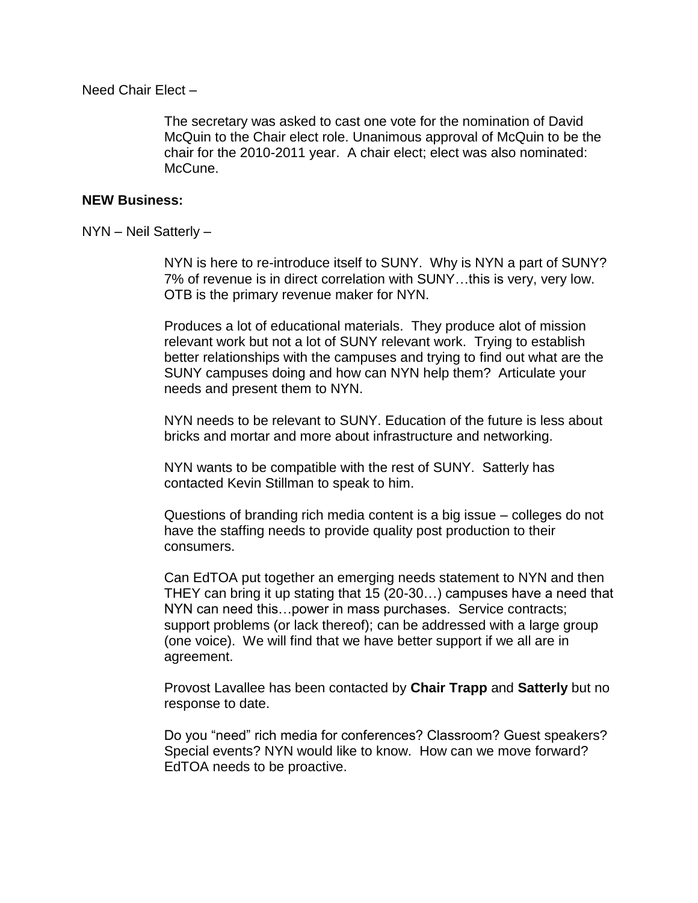Need Chair Elect –

The secretary was asked to cast one vote for the nomination of David McQuin to the Chair elect role. Unanimous approval of McQuin to be the chair for the 2010-2011 year. A chair elect; elect was also nominated: McCune.

**NEW Business:**

NYN – Neil Satterly –

NYN is here to re-introduce itself to SUNY. Why is NYN a part of SUNY? 7% of revenue is in direct correlation with SUNY…this is very, very low. OTB is the primary revenue maker for NYN.

Produces a lot of educational materials. They produce alot of mission relevant work but not a lot of SUNY relevant work. Trying to establish better relationships with the campuses and trying to find out what are the SUNY campuses doing and how can NYN help them? Articulate your needs and present them to NYN.

NYN needs to be relevant to SUNY. Education of the future is less about bricks and mortar and more about infrastructure and networking.

NYN wants to be compatible with the rest of SUNY. Satterly has contacted Kevin Stillman to speak to him.

Questions of branding rich media content is a big issue – colleges do not have the staffing needs to provide quality post production to their consumers.

Can EdTOA put together an emerging needs statement to NYN and then THEY can bring it up stating that 15 (20-30…) campuses have a need that NYN can need this…power in mass purchases. Service contracts; support problems (or lack thereof); can be addressed with a large group (one voice). We will find that we have better support if we all are in agreement.

Provost Lavallee has been contacted by **Chair Trapp** and **Satterly** but no response to date.

Do you "need" rich media for conferences? Classroom? Guest speakers? Special events? NYN would like to know. How can we move forward? EdTOA needs to be proactive.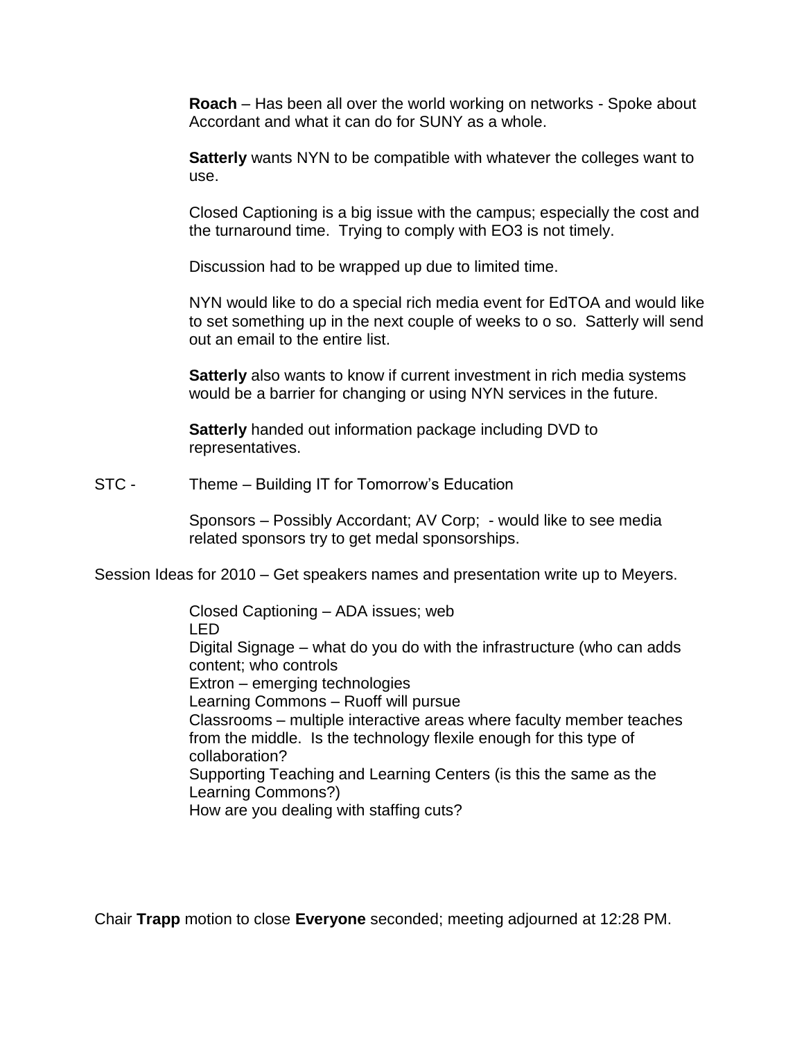**Roach** – Has been all over the world working on networks - Spoke about Accordant and what it can do for SUNY as a whole.

**Satterly** wants NYN to be compatible with whatever the colleges want to use.

Closed Captioning is a big issue with the campus; especially the cost and the turnaround time. Trying to comply with EO3 is not timely.

Discussion had to be wrapped up due to limited time.

NYN would like to do a special rich media event for EdTOA and would like to set something up in the next couple of weeks to o so. Satterly will send out an email to the entire list.

**Satterly** also wants to know if current investment in rich media systems would be a barrier for changing or using NYN services in the future.

**Satterly** handed out information package including DVD to representatives.

STC - Theme – Building IT for Tomorrow's Education

Sponsors – Possibly Accordant; AV Corp; - would like to see media related sponsors try to get medal sponsorships.

Session Ideas for 2010 – Get speakers names and presentation write up to Meyers.

Closed Captioning – ADA issues; web
LED
Digital Signage – what do you do with the infrastructure (who can adds content; who controls
Extron – emerging technologies
Learning Commons – Ruoff will pursue
Classrooms – multiple interactive areas where faculty member teaches from the middle. Is the technology flexile enough for this type of collaboration?
Supporting Teaching and Learning Centers (is this the same as the Learning Commons?)
How are you dealing with staffing cuts?

Chair **Trapp** motion to close **Everyone** seconded; meeting adjourned at 12:28 PM.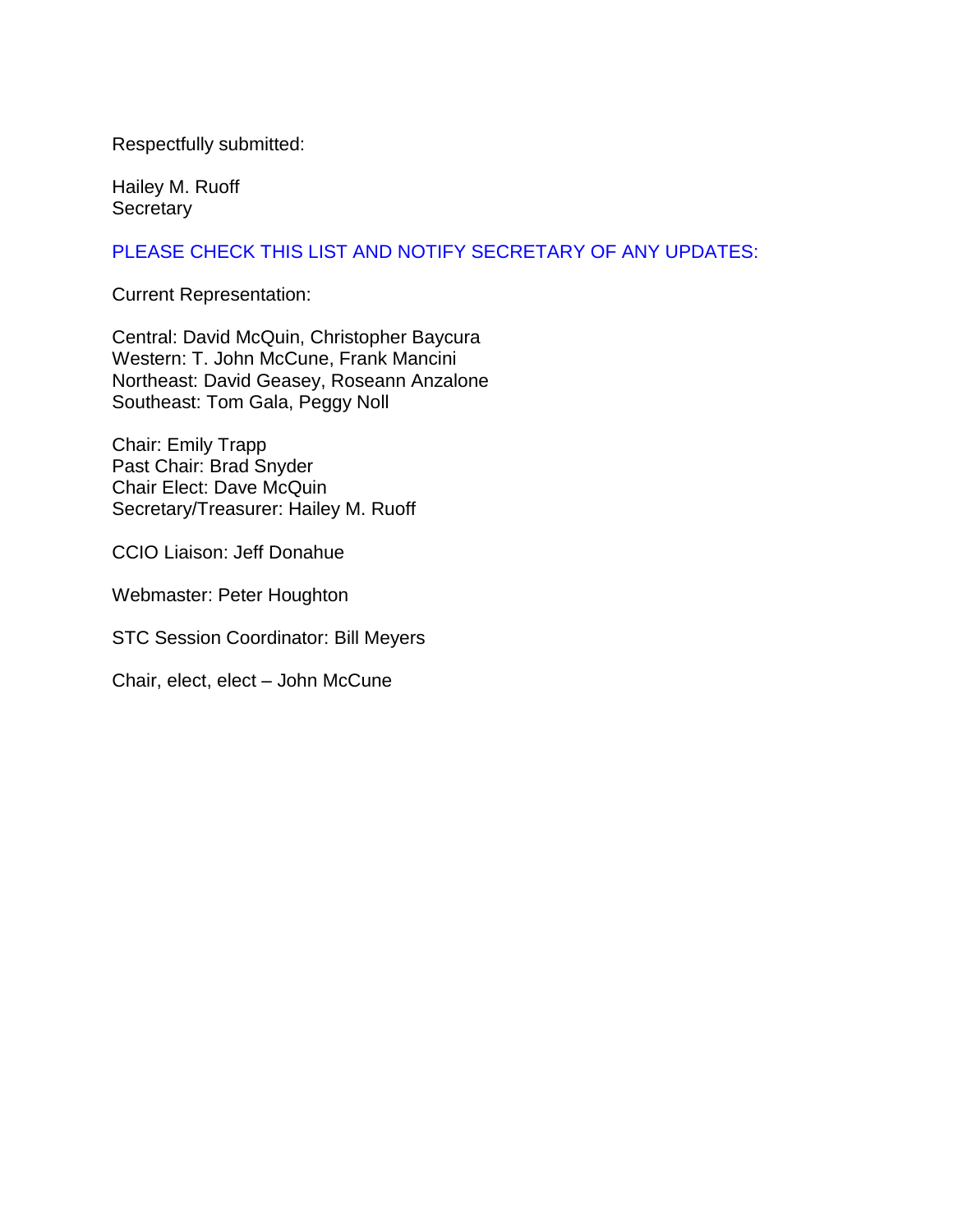Respectfully submitted:

Hailey M. Ruoff
Secretary

PLEASE CHECK THIS LIST AND NOTIFY SECRETARY OF ANY UPDATES:

Current Representation:

Central: David McQuin, Christopher Baycura
Western: T. John McCune, Frank Mancini
Northeast: David Geasey, Roseann Anzalone
Southeast: Tom Gala, Peggy Noll

Chair: Emily Trapp
Past Chair: Brad Snyder
Chair Elect: Dave McQuin
Secretary/Treasurer: Hailey M. Ruoff

CCIO Liaison: Jeff Donahue

Webmaster: Peter Houghton

STC Session Coordinator: Bill Meyers

Chair, elect, elect – John McCune